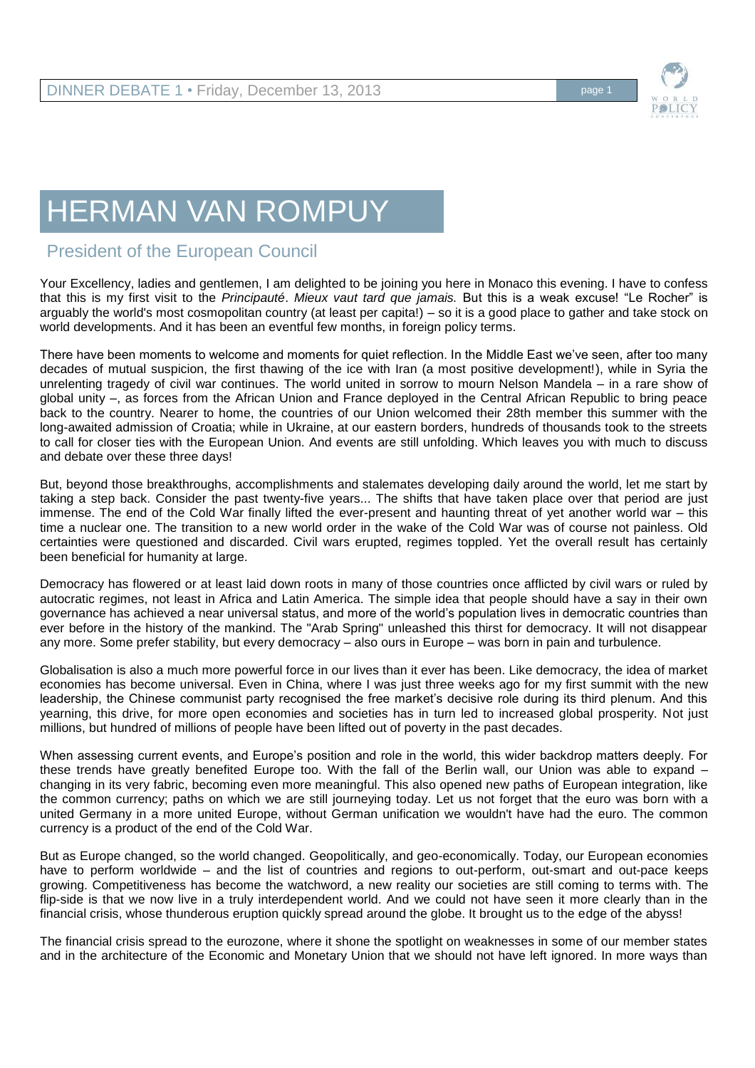# HERMAN VAN ROMPUY

## President of the European Council

Your Excellency, ladies and gentlemen, I am delighted to be joining you here in Monaco this evening. I have to confess that this is my first visit to the *Principauté*. *Mieux vaut tard que jamais.* But this is a weak excuse! "Le Rocher" is arguably the world's most cosmopolitan country (at least per capita!) – so it is a good place to gather and take stock on world developments. And it has been an eventful few months, in foreign policy terms.

There have been moments to welcome and moments for quiet reflection. In the Middle East we've seen, after too many decades of mutual suspicion, the first thawing of the ice with Iran (a most positive development!), while in Syria the unrelenting tragedy of civil war continues. The world united in sorrow to mourn Nelson Mandela – in a rare show of global unity –, as forces from the African Union and France deployed in the Central African Republic to bring peace back to the country. Nearer to home, the countries of our Union welcomed their 28th member this summer with the long-awaited admission of Croatia; while in Ukraine, at our eastern borders, hundreds of thousands took to the streets to call for closer ties with the European Union. And events are still unfolding. Which leaves you with much to discuss and debate over these three days!

But, beyond those breakthroughs, accomplishments and stalemates developing daily around the world, let me start by taking a step back. Consider the past twenty-five years... The shifts that have taken place over that period are just immense. The end of the Cold War finally lifted the ever-present and haunting threat of yet another world war – this time a nuclear one. The transition to a new world order in the wake of the Cold War was of course not painless. Old certainties were questioned and discarded. Civil wars erupted, regimes toppled. Yet the overall result has certainly been beneficial for humanity at large.

Democracy has flowered or at least laid down roots in many of those countries once afflicted by civil wars or ruled by autocratic regimes, not least in Africa and Latin America. The simple idea that people should have a say in their own governance has achieved a near universal status, and more of the world's population lives in democratic countries than ever before in the history of the mankind. The "Arab Spring" unleashed this thirst for democracy. It will not disappear any more. Some prefer stability, but every democracy – also ours in Europe – was born in pain and turbulence.

Globalisation is also a much more powerful force in our lives than it ever has been. Like democracy, the idea of market economies has become universal. Even in China, where I was just three weeks ago for my first summit with the new leadership, the Chinese communist party recognised the free market's decisive role during its third plenum. And this yearning, this drive, for more open economies and societies has in turn led to increased global prosperity. Not just millions, but hundred of millions of people have been lifted out of poverty in the past decades.

When assessing current events, and Europe's position and role in the world, this wider backdrop matters deeply. For these trends have greatly benefited Europe too. With the fall of the Berlin wall, our Union was able to expand – changing in its very fabric, becoming even more meaningful. This also opened new paths of European integration, like the common currency; paths on which we are still journeying today. Let us not forget that the euro was born with a united Germany in a more united Europe, without German unification we wouldn't have had the euro. The common currency is a product of the end of the Cold War.

But as Europe changed, so the world changed. Geopolitically, and geo-economically. Today, our European economies have to perform worldwide – and the list of countries and regions to out-perform, out-smart and out-pace keeps growing. Competitiveness has become the watchword, a new reality our societies are still coming to terms with. The flip-side is that we now live in a truly interdependent world. And we could not have seen it more clearly than in the financial crisis, whose thunderous eruption quickly spread around the globe. It brought us to the edge of the abyss!

The financial crisis spread to the eurozone, where it shone the spotlight on weaknesses in some of our member states and in the architecture of the Economic and Monetary Union that we should not have left ignored. In more ways than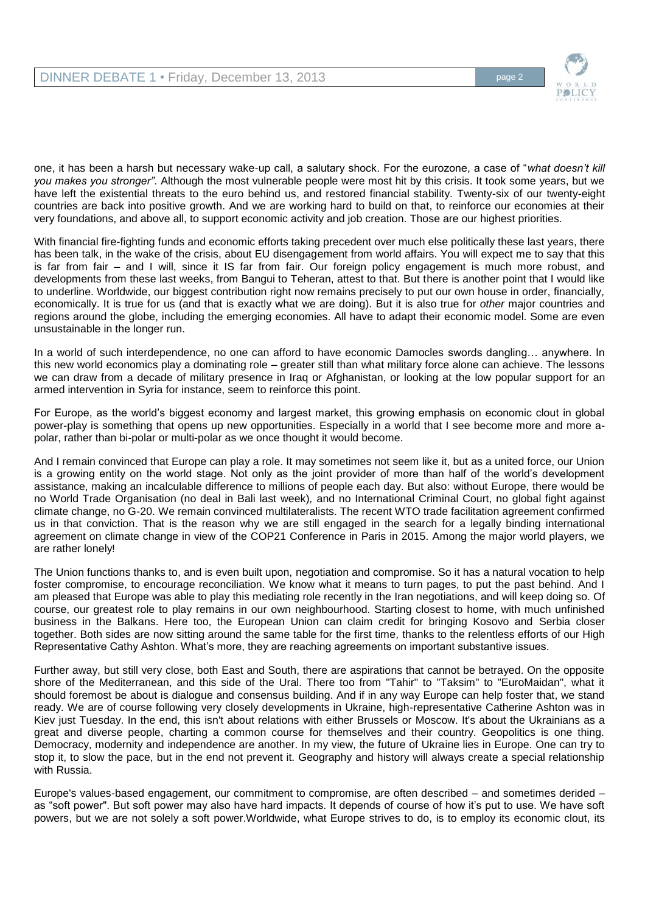one, it has been a harsh but necessary wake-up call, a salutary shock. For the eurozone, a case of "*what doesn't kill you makes you stronger"*. Although the most vulnerable people were most hit by this crisis. It took some years, but we have left the existential threats to the euro behind us, and restored financial stability. Twenty-six of our twenty-eight countries are back into positive growth. And we are working hard to build on that, to reinforce our economies at their very foundations, and above all, to support economic activity and job creation. Those are our highest priorities.

With financial fire-fighting funds and economic efforts taking precedent over much else politically these last years, there has been talk, in the wake of the crisis, about EU disengagement from world affairs. You will expect me to say that this is far from fair – and I will, since it IS far from fair. Our foreign policy engagement is much more robust, and developments from these last weeks, from Bangui to Teheran, attest to that. But there is another point that I would like to underline. Worldwide, our biggest contribution right now remains precisely to put our own house in order, financially, economically. It is true for us (and that is exactly what we are doing). But it is also true for *other* major countries and regions around the globe, including the emerging economies. All have to adapt their economic model. Some are even unsustainable in the longer run.

In a world of such interdependence, no one can afford to have economic Damocles swords dangling… anywhere. In this new world economics play a dominating role – greater still than what military force alone can achieve. The lessons we can draw from a decade of military presence in Iraq or Afghanistan, or looking at the low popular support for an armed intervention in Syria for instance, seem to reinforce this point.

For Europe, as the world's biggest economy and largest market, this growing emphasis on economic clout in global power-play is something that opens up new opportunities. Especially in a world that I see become more and more a-polar, rather than bi-polar or multi-polar as we once thought it would become.

And I remain convinced that Europe can play a role. It may sometimes not seem like it, but as a united force, our Union is a growing entity on the world stage. Not only as the joint provider of more than half of the world's development assistance, making an incalculable difference to millions of people each day. But also: without Europe, there would be no World Trade Organisation (no deal in Bali last week), and no International Criminal Court, no global fight against climate change, no G-20. We remain convinced multilateralists. The recent WTO trade facilitation agreement confirmed us in that conviction. That is the reason why we are still engaged in the search for a legally binding international agreement on climate change in view of the COP21 Conference in Paris in 2015. Among the major world players, we are rather lonely!

The Union functions thanks to, and is even built upon, negotiation and compromise. So it has a natural vocation to help foster compromise, to encourage reconciliation. We know what it means to turn pages, to put the past behind. And I am pleased that Europe was able to play this mediating role recently in the Iran negotiations, and will keep doing so. Of course, our greatest role to play remains in our own neighbourhood. Starting closest to home, with much unfinished business in the Balkans. Here too, the European Union can claim credit for bringing Kosovo and Serbia closer together. Both sides are now sitting around the same table for the first time, thanks to the relentless efforts of our High Representative Cathy Ashton. What's more, they are reaching agreements on important substantive issues.

Further away, but still very close, both East and South, there are aspirations that cannot be betrayed. On the opposite shore of the Mediterranean, and this side of the Ural. There too from "Tahir" to "Taksim" to "EuroMaidan", what it should foremost be about is dialogue and consensus building. And if in any way Europe can help foster that, we stand ready. We are of course following very closely developments in Ukraine, high-representative Catherine Ashton was in Kiev just Tuesday. In the end, this isn't about relations with either Brussels or Moscow. It's about the Ukrainians as a great and diverse people, charting a common course for themselves and their country. Geopolitics is one thing. Democracy, modernity and independence are another. In my view, the future of Ukraine lies in Europe. One can try to stop it, to slow the pace, but in the end not prevent it. Geography and history will always create a special relationship with Russia.

Europe's values-based engagement, our commitment to compromise, are often described – and sometimes derided – as "soft power". But soft power may also have hard impacts. It depends of course of how it's put to use. We have soft powers, but we are not solely a soft power.Worldwide, what Europe strives to do, is to employ its economic clout, its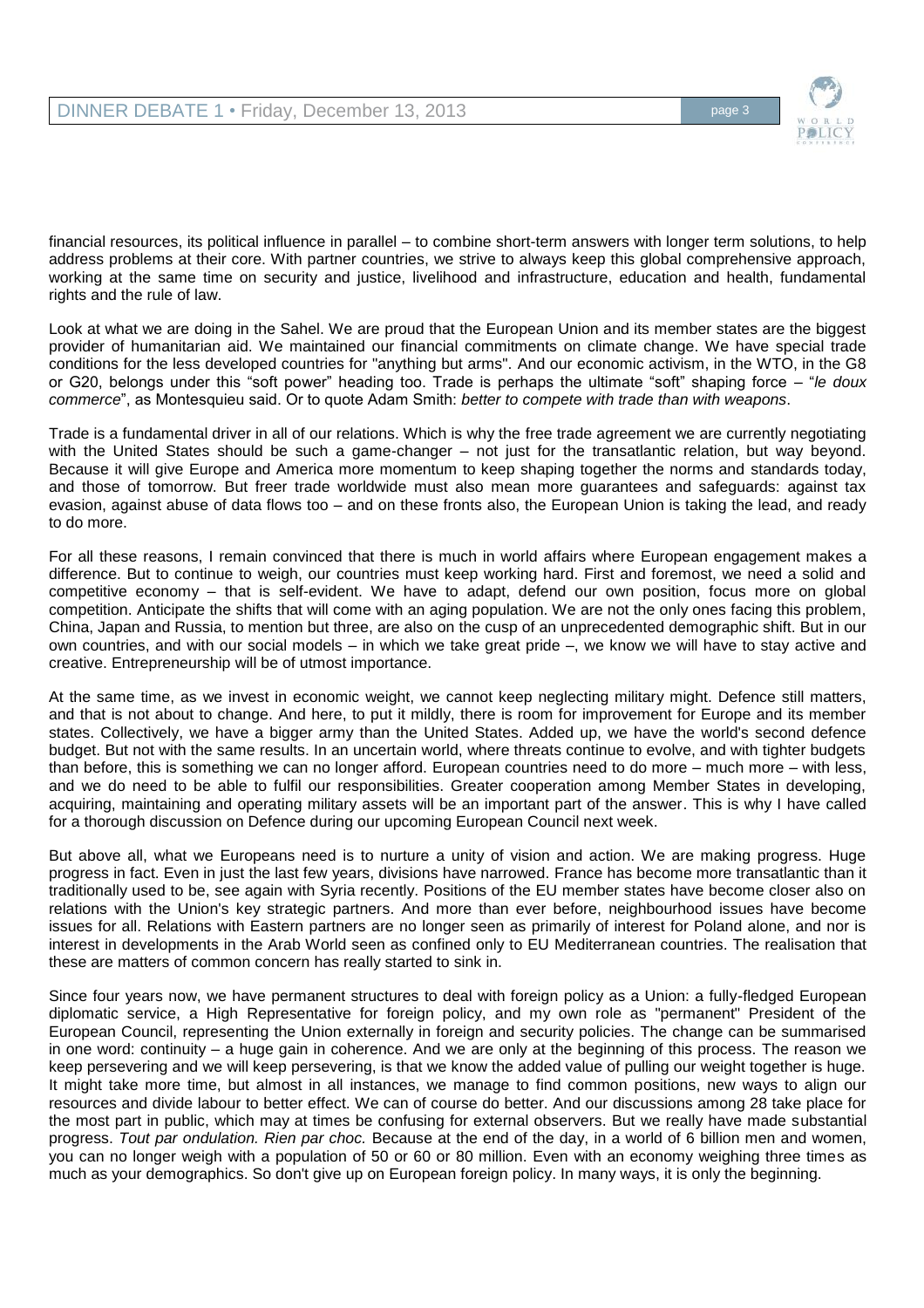financial resources, its political influence in parallel – to combine short-term answers with longer term solutions, to help address problems at their core. With partner countries, we strive to always keep this global comprehensive approach, working at the same time on security and justice, livelihood and infrastructure, education and health, fundamental rights and the rule of law.

Look at what we are doing in the Sahel. We are proud that the European Union and its member states are the biggest provider of humanitarian aid. We maintained our financial commitments on climate change. We have special trade conditions for the less developed countries for "anything but arms". And our economic activism, in the WTO, in the G8 or G20, belongs under this "soft power" heading too. Trade is perhaps the ultimate "soft" shaping force – "*le doux commerce*", as Montesquieu said. Or to quote Adam Smith: *better to compete with trade than with weapons*.

Trade is a fundamental driver in all of our relations. Which is why the free trade agreement we are currently negotiating with the United States should be such a game-changer – not just for the transatlantic relation, but way beyond. Because it will give Europe and America more momentum to keep shaping together the norms and standards today, and those of tomorrow. But freer trade worldwide must also mean more guarantees and safeguards: against tax evasion, against abuse of data flows too – and on these fronts also, the European Union is taking the lead, and ready to do more.

For all these reasons, I remain convinced that there is much in world affairs where European engagement makes a difference. But to continue to weigh, our countries must keep working hard. First and foremost, we need a solid and competitive economy – that is self-evident. We have to adapt, defend our own position, focus more on global competition. Anticipate the shifts that will come with an aging population. We are not the only ones facing this problem, China, Japan and Russia, to mention but three, are also on the cusp of an unprecedented demographic shift. But in our own countries, and with our social models – in which we take great pride –, we know we will have to stay active and creative. Entrepreneurship will be of utmost importance.

At the same time, as we invest in economic weight, we cannot keep neglecting military might. Defence still matters, and that is not about to change. And here, to put it mildly, there is room for improvement for Europe and its member states. Collectively, we have a bigger army than the United States. Added up, we have the world's second defence budget. But not with the same results. In an uncertain world, where threats continue to evolve, and with tighter budgets than before, this is something we can no longer afford. European countries need to do more – much more – with less, and we do need to be able to fulfil our responsibilities. Greater cooperation among Member States in developing, acquiring, maintaining and operating military assets will be an important part of the answer. This is why I have called for a thorough discussion on Defence during our upcoming European Council next week.

But above all, what we Europeans need is to nurture a unity of vision and action. We are making progress. Huge progress in fact. Even in just the last few years, divisions have narrowed. France has become more transatlantic than it traditionally used to be, see again with Syria recently. Positions of the EU member states have become closer also on relations with the Union's key strategic partners. And more than ever before, neighbourhood issues have become issues for all. Relations with Eastern partners are no longer seen as primarily of interest for Poland alone, and nor is interest in developments in the Arab World seen as confined only to EU Mediterranean countries. The realisation that these are matters of common concern has really started to sink in.

Since four years now, we have permanent structures to deal with foreign policy as a Union: a fully-fledged European diplomatic service, a High Representative for foreign policy, and my own role as "permanent" President of the European Council, representing the Union externally in foreign and security policies. The change can be summarised in one word: continuity – a huge gain in coherence. And we are only at the beginning of this process. The reason we keep persevering and we will keep persevering, is that we know the added value of pulling our weight together is huge. It might take more time, but almost in all instances, we manage to find common positions, new ways to align our resources and divide labour to better effect. We can of course do better. And our discussions among 28 take place for the most part in public, which may at times be confusing for external observers. But we really have made substantial progress. *Tout par ondulation. Rien par choc.* Because at the end of the day, in a world of 6 billion men and women, you can no longer weigh with a population of 50 or 60 or 80 million. Even with an economy weighing three times as much as your demographics. So don't give up on European foreign policy. In many ways, it is only the beginning.